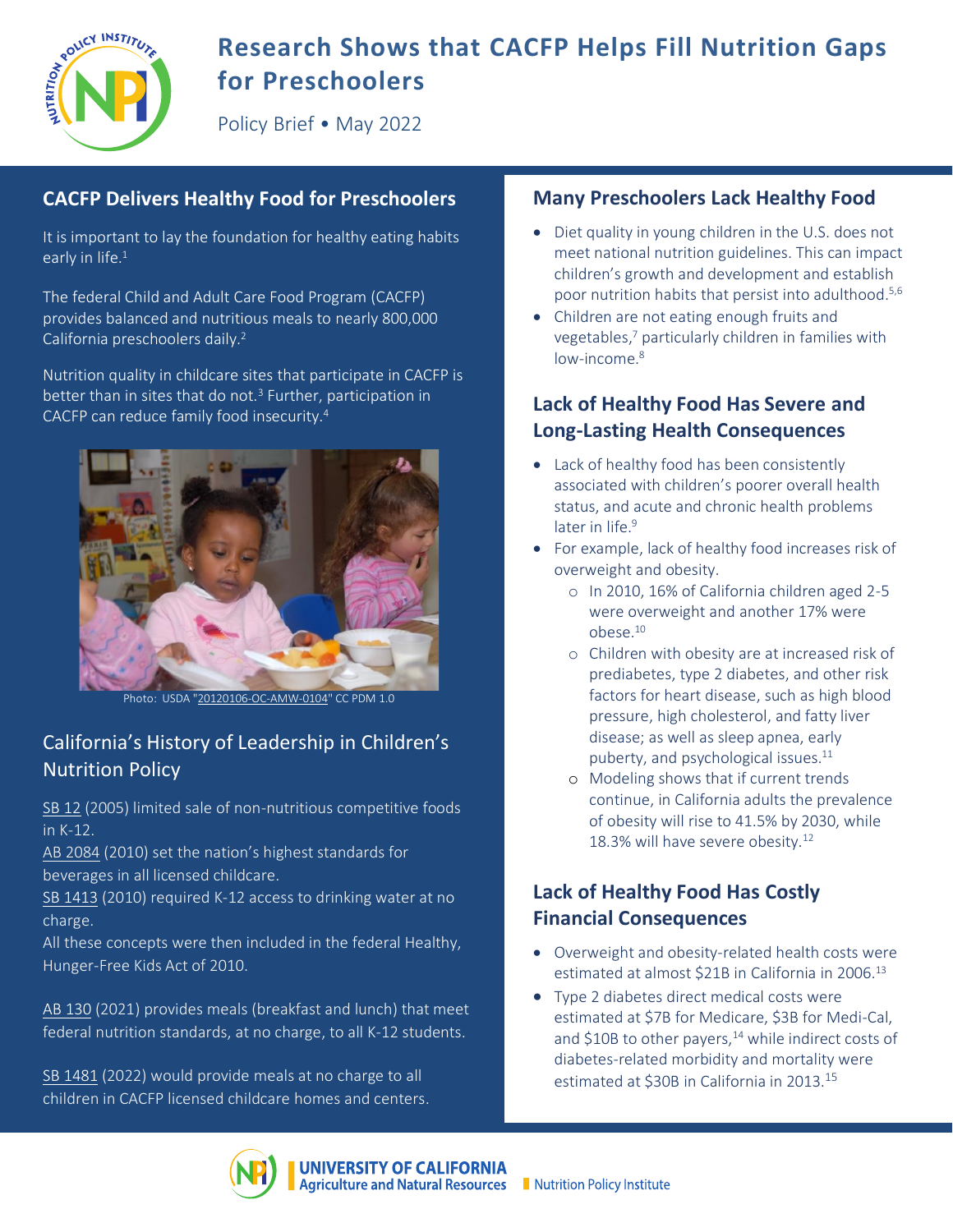# Research Shows that CACFP Helps Fill Nutrition Gaps for Preschoolers

Policy Brief • May 2022

## CACFP Delivers Healthy Food for Preschoolers

It is important to lay the foundation for healthy eating habits early in life.[1]

The federal Child and Adult Care Food Program (CACFP) provides balanced and nutritious meals to nearly 800,000 California preschoolers daily.[2]

Nutrition quality in childcare sites that participate in CACFP is better than in sites that do not.[3] Further, participation in CACFP can reduce family food insecurity.[4]

Photo: USDA "20120106-OC-AMW-0104" CC PDM 1.0

## California's History of Leadership in Children's Nutrition Policy

SB 12 (2005) limited sale of non-nutritious competitive foods in K-12.
AB 2084 (2010) set the nation's highest standards for beverages in all licensed childcare.
SB 1413 (2010) required K-12 access to drinking water at no charge.
All these concepts were then included in the federal Healthy, Hunger-Free Kids Act of 2010.

AB 130 (2021) provides meals (breakfast and lunch) that meet federal nutrition standards, at no charge, to all K-12 students.

SB 1481 (2022) would provide meals at no charge to all children in CACFP licensed childcare homes and centers.

## Many Preschoolers Lack Healthy Food

- Diet quality in young children in the U.S. does not meet national nutrition guidelines. This can impact children's growth and development and establish poor nutrition habits that persist into adulthood.[5,6]
- Children are not eating enough fruits and vegetables,[7] particularly children in families with low-income.[8]

## Lack of Healthy Food Has Severe and Long-Lasting Health Consequences

- Lack of healthy food has been consistently associated with children's poorer overall health status, and acute and chronic health problems later in life.[9]
- For example, lack of healthy food increases risk of overweight and obesity.
  - In 2010, 16% of California children aged 2-5 were overweight and another 17% were obese.[10]
  - Children with obesity are at increased risk of prediabetes, type 2 diabetes, and other risk factors for heart disease, such as high blood pressure, high cholesterol, and fatty liver disease; as well as sleep apnea, early puberty, and psychological issues.[11]
  - Modeling shows that if current trends continue, in California adults the prevalence of obesity will rise to 41.5% by 2030, while 18.3% will have severe obesity.[12]

## Lack of Healthy Food Has Costly Financial Consequences

- Overweight and obesity-related health costs were estimated at almost $21B in California in 2006.[13]
- Type 2 diabetes direct medical costs were estimated at $7B for Medicare, $3B for Medi-Cal, and $10B to other payers,[14] while indirect costs of diabetes-related morbidity and mortality were estimated at $30B in California in 2013.[15]

UNIVERSITY OF CALIFORNIA Agriculture and Natural Resources | Nutrition Policy Institute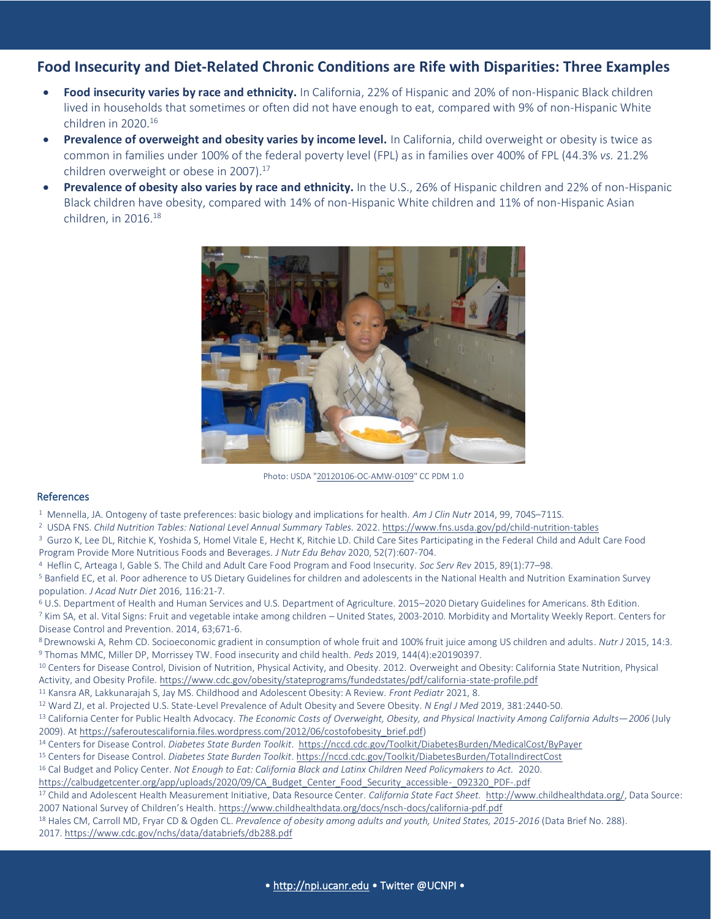## Food Insecurity and Diet-Related Chronic Conditions are Rife with Disparities: Three Examples

- **Food insecurity varies by race and ethnicity.** In California, 22% of Hispanic and 20% of non-Hispanic Black children lived in households that sometimes or often did not have enough to eat, compared with 9% of non-Hispanic White children in 2020.[16]
- **Prevalence of overweight and obesity varies by income level.** In California, child overweight or obesity is twice as common in families under 100% of the federal poverty level (FPL) as in families over 400% of FPL (44.3% *vs.* 21.2% children overweight or obese in 2007).[17]
- **Prevalence of obesity also varies by race and ethnicity.** In the U.S., 26% of Hispanic children and 22% of non-Hispanic Black children have obesity, compared with 14% of non-Hispanic White children and 11% of non-Hispanic Asian children, in 2016.[18]

Photo: USDA "20120106-OC-AMW-0109" CC PDM 1.0

### References

1. Mennella, JA. Ontogeny of taste preferences: basic biology and implications for health. *Am J Clin Nutr* 2014, 99, 704S–711S.
2. USDA FNS. *Child Nutrition Tables: National Level Annual Summary Tables.* 2022. https://www.fns.usda.gov/pd/child-nutrition-tables
3. Gurzo K, Lee DL, Ritchie K, Yoshida S, Homel Vitale E, Hecht K, Ritchie LD. Child Care Sites Participating in the Federal Child and Adult Care Food Program Provide More Nutritious Foods and Beverages. *J Nutr Edu Behav* 2020, 52(7):607-704.
4. Heflin C, Arteaga I, Gable S. The Child and Adult Care Food Program and Food Insecurity. *Soc Serv Rev* 2015, 89(1):77–98.
5. Banfield EC, et al. Poor adherence to US Dietary Guidelines for children and adolescents in the National Health and Nutrition Examination Survey population. *J Acad Nutr Diet* 2016, 116:21-7.
6. U.S. Department of Health and Human Services and U.S. Department of Agriculture. 2015–2020 Dietary Guidelines for Americans. 8th Edition.
7. Kim SA, et al. Vital Signs: Fruit and vegetable intake among children – United States, 2003-2010. Morbidity and Mortality Weekly Report. Centers for Disease Control and Prevention. 2014, 63;671-6.
8. Drewnowski A, Rehm CD. Socioeconomic gradient in consumption of whole fruit and 100% fruit juice among US children and adults. *Nutr J* 2015, 14:3.
9. Thomas MMC, Miller DP, Morrissey TW. Food insecurity and child health. *Peds* 2019, 144(4):e20190397.
10. Centers for Disease Control, Division of Nutrition, Physical Activity, and Obesity. 2012. Overweight and Obesity: California State Nutrition, Physical Activity, and Obesity Profile. https://www.cdc.gov/obesity/stateprograms/fundedstates/pdf/california-state-profile.pdf
11. Kansra AR, Lakkunarajah S, Jay MS. Childhood and Adolescent Obesity: A Review. *Front Pediatr* 2021, 8.
12. Ward ZJ, et al. Projected U.S. State-Level Prevalence of Adult Obesity and Severe Obesity. *N Engl J Med* 2019, 381:2440-50.
13. California Center for Public Health Advocacy. *The Economic Costs of Overweight, Obesity, and Physical Inactivity Among California Adults—2006* (July 2009). At https://saferoutescalifornia.files.wordpress.com/2012/06/costofobesity_brief.pdf)
14. Centers for Disease Control. *Diabetes State Burden Toolkit*. https://nccd.cdc.gov/Toolkit/DiabetesBurden/MedicalCost/ByPayer
15. Centers for Disease Control. *Diabetes State Burden Toolkit*. https://nccd.cdc.gov/Toolkit/DiabetesBurden/TotalIndirectCost
16. Cal Budget and Policy Center. *Not Enough to Eat: California Black and Latinx Children Need Policymakers to Act.* 2020. https://calbudgetcenter.org/app/uploads/2020/09/CA_Budget_Center_Food_Security_accessible-_092320_PDF-.pdf
17. Child and Adolescent Health Measurement Initiative, Data Resource Center. *California State Fact Sheet.* http://www.childhealthdata.org/, Data Source: 2007 National Survey of Children's Health. https://www.childhealthdata.org/docs/nsch-docs/california-pdf.pdf
18. Hales CM, Carroll MD, Fryar CD & Ogden CL. *Prevalence of obesity among adults and youth, United States, 2015-2016* (Data Brief No. 288). 2017. https://www.cdc.gov/nchs/data/databriefs/db288.pdf

• http://npi.ucanr.edu • Twitter @UCNPI •